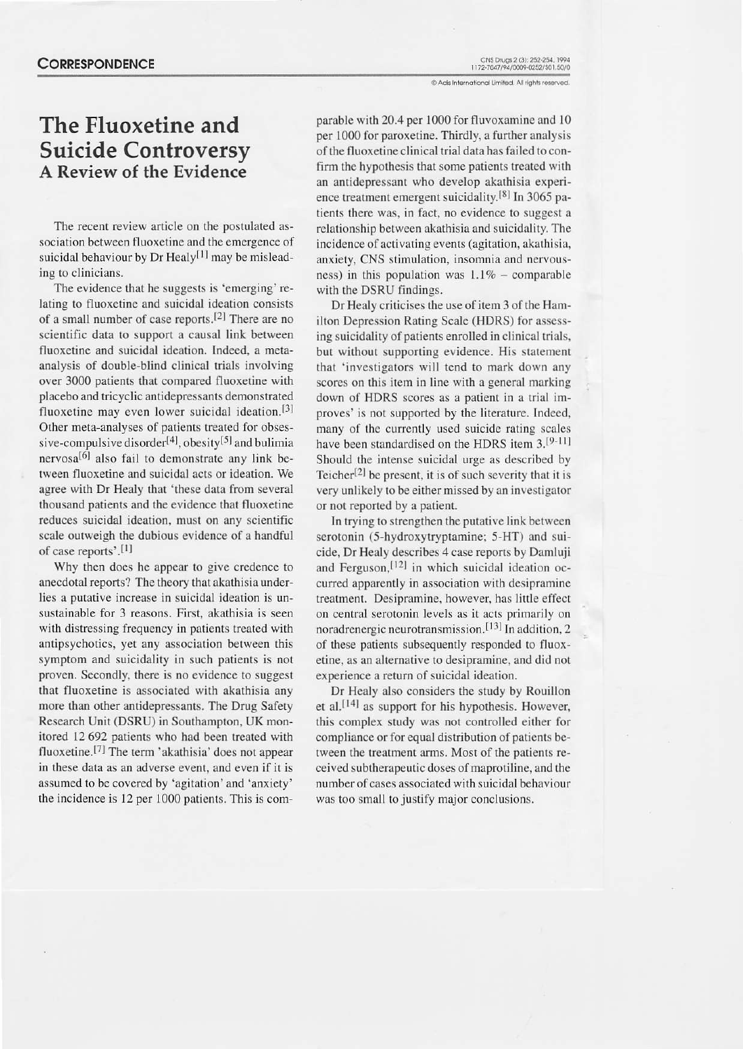# CORRESPONDENCE

# The Fluoxetine and Suicide Controversy

## A Review of the Evidence

The recent review article on the postulated association between fluoxetine and the emergence of suicidal behaviour by Dr Healy[1] may be misleading to clinicians.

The evidence that he suggests is 'emerging' relating to fluoxetine and suicidal ideation consists of a small number of case reports.[2] There are no scientific data to support a causal link between fluoxetine and suicidal ideation. Indeed, a meta-analysis of double-blind clinical trials involving over 3000 patients that compared fluoxetine with placebo and tricyclic antidepressants demonstrated fluoxetine may even lower suicidal ideation.[3] Other meta-analyses of patients treated for obsessive-compulsive disorder[4], obesity[5] and bulimia nervosa[6] also fail to demonstrate any link between fluoxetine and suicidal acts or ideation. We agree with Dr Healy that 'these data from several thousand patients and the evidence that fluoxetine reduces suicidal ideation, must on any scientific scale outweigh the dubious evidence of a handful of case reports'.[1]

Why then does he appear to give credence to anecdotal reports? The theory that akathisia underlies a putative increase in suicidal ideation is unsustainable for 3 reasons. First, akathisia is seen with distressing frequency in patients treated with antipsychotics, yet any association between this symptom and suicidality in such patients is not proven. Secondly, there is no evidence to suggest that fluoxetine is associated with akathisia any more than other antidepressants. The Drug Safety Research Unit (DSRU) in Southampton, UK monitored 12 692 patients who had been treated with fluoxetine.[7] The term 'akathisia' does not appear in these data as an adverse event, and even if it is assumed to be covered by 'agitation' and 'anxiety' the incidence is 12 per 1000 patients. This is comparable with 20.4 per 1000 for fluvoxamine and 10 per 1000 for paroxetine. Thirdly, a further analysis of the fluoxetine clinical trial data has failed to confirm the hypothesis that some patients treated with an antidepressant who develop akathisia experience treatment emergent suicidality.[8] In 3065 patients there was, in fact, no evidence to suggest a relationship between akathisia and suicidality. The incidence of activating events (agitation, akathisia, anxiety, CNS stimulation, insomnia and nervousness) in this population was 1.1% – comparable with the DSRU findings.

Dr Healy criticises the use of item 3 of the Hamilton Depression Rating Scale (HDRS) for assessing suicidality of patients enrolled in clinical trials, but without supporting evidence. His statement that 'investigators will tend to mark down any scores on this item in line with a general marking down of HDRS scores as a patient in a trial improves' is not supported by the literature. Indeed, many of the currently used suicide rating scales have been standardised on the HDRS item 3.[9-11] Should the intense suicidal urge as described by Teicher[2] be present, it is of such severity that it is very unlikely to be either missed by an investigator or not reported by a patient.

In trying to strengthen the putative link between serotonin (5-hydroxytryptamine; 5-HT) and suicide, Dr Healy describes 4 case reports by Damluji and Ferguson,[12] in which suicidal ideation occurred apparently in association with desipramine treatment. Desipramine, however, has little effect on central serotonin levels as it acts primarily on noradrenergic neurotransmission.[13] In addition, 2 of these patients subsequently responded to fluoxetine, as an alternative to desipramine, and did not experience a return of suicidal ideation.

Dr Healy also considers the study by Rouillon et al.[14] as support for his hypothesis. However, this complex study was not controlled either for compliance or for equal distribution of patients between the treatment arms. Most of the patients received subtherapeutic doses of maprotiline, and the number of cases associated with suicidal behaviour was too small to justify major conclusions.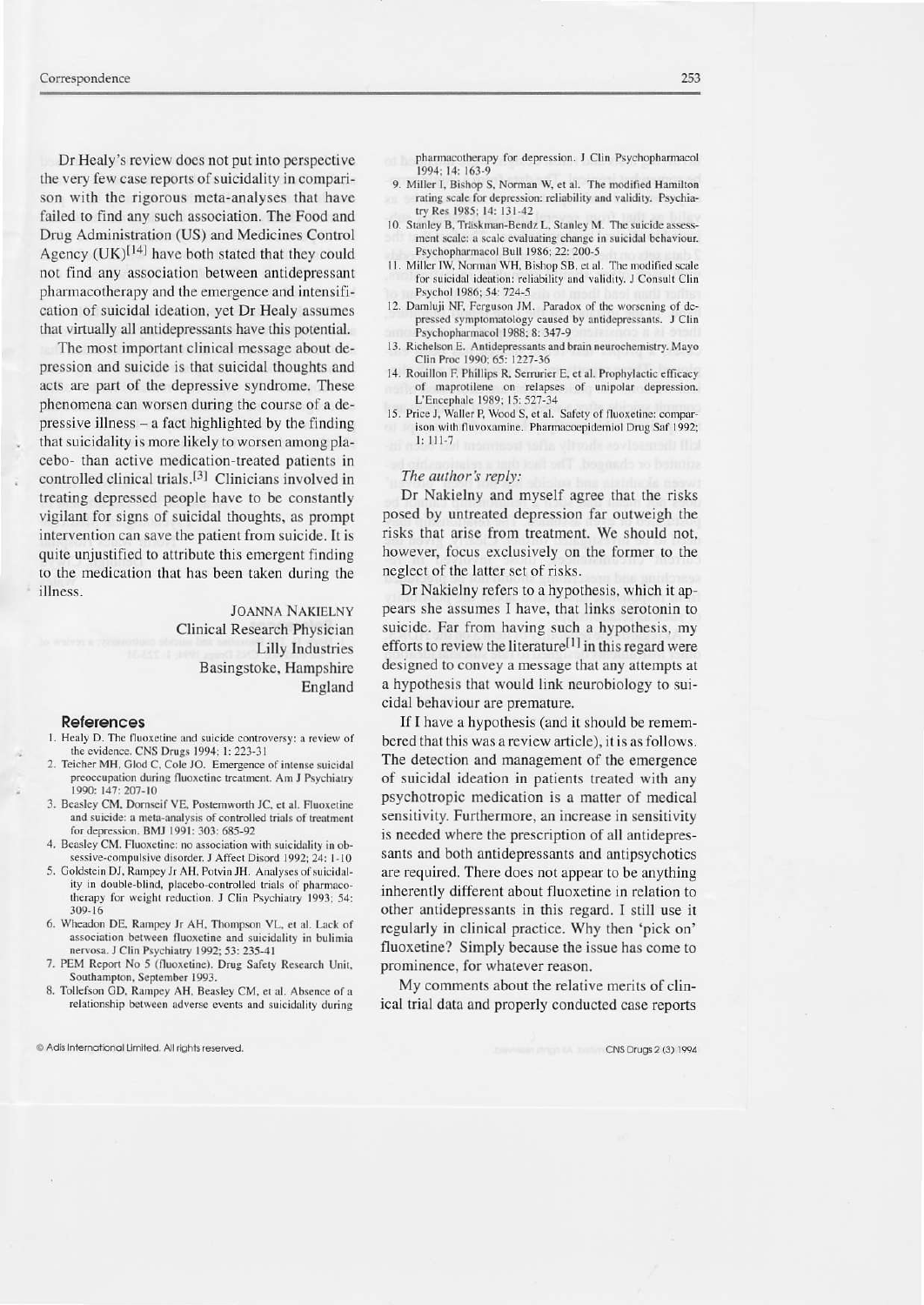Dr Healy's review does not put into perspective the very few case reports of suicidality in comparison with the rigorous meta-analyses that have failed to find any such association. The Food and Drug Administration (US) and Medicines Control Agency (UK)[14] have both stated that they could not find any association between antidepressant pharmacotherapy and the emergence and intensification of suicidal ideation, yet Dr Healy assumes that virtually all antidepressants have this potential.

The most important clinical message about depression and suicide is that suicidal thoughts and acts are part of the depressive syndrome. These phenomena can worsen during the course of a depressive illness – a fact highlighted by the finding that suicidality is more likely to worsen among placebo- than active medication-treated patients in controlled clinical trials.[3] Clinicians involved in treating depressed people have to be constantly vigilant for signs of suicidal thoughts, as prompt intervention can save the patient from suicide. It is quite unjustified to attribute this emergent finding to the medication that has been taken during the illness.

JOANNA NAKIELNY  
Clinical Research Physician  
Lilly Industries  
Basingstoke, Hampshire  
England

## References

1. Healy D. The fluoxetine and suicide controversy: a review of the evidence. CNS Drugs 1994; 1: 223-31
2. Teicher MH, Glod C, Cole JO. Emergence of intense suicidal preoccupation during fluoxetine treatment. Am J Psychiatry 1990: 147: 207-10
3. Beasley CM, Dornseif VE, Postemworth JC, et al. Fluoxetine and suicide: a meta-analysis of controlled trials of treatment for depression. BMJ 1991: 303: 685-92
4. Beasley CM. Fluoxetine: no association with suicidality in obsessive-compulsive disorder. J Affect Disord 1992; 24: 1-10
5. Goldstein DJ, Rampey Jr AH, Potvin JH. Analyses of suicidality in double-blind, placebo-controlled trials of pharmacotherapy for weight reduction. J Clin Psychiatry 1993; 54: 309-16
6. Wheadon DE, Rampey Jr AH, Thompson VL, et al. Lack of association between fluoxetine and suicidality in bulimia nervosa. J Clin Psychiatry 1992; 53: 235-41
7. PEM Report No 5 (fluoxetine). Drug Safety Research Unit, Southampton, September 1993.
8. Tollefson GD, Rampey AH, Beasley CM, et al. Absence of a relationship between adverse events and suicidality during pharmacotherapy for depression. J Clin Psychopharmacol 1994; 14: 163-9
9. Miller I, Bishop S, Norman W, et al. The modified Hamilton rating scale for depression: reliability and validity. Psychiatry Res 1985; 14: 131-42
10. Stanley B, Träskman-Bendz L, Stanley M. The suicide assessment scale: a scale evaluating change in suicidal behaviour. Psychopharmacol Bull 1986; 22: 200-5
11. Miller IW, Norman WH, Bishop SB, et al. The modified scale for suicidal ideation: reliability and validity. J Consult Clin Psychol 1986; 54: 724-5
12. Damluji NF, Ferguson JM. Paradox of the worsening of depressed symptomatology caused by antidepressants. J Clin Psychopharmacol 1988; 8: 347-9
13. Richelson E. Antidepressants and brain neurochemistry. Mayo Clin Proc 1990; 65: 1227-36
14. Rouillon F, Phillips R, Serrurier E, et al. Prophylactic efficacy of maprotilene on relapses of unipolar depression. L'Encephale 1989; 15: 527-34
15. Price J, Waller P, Wood S, et al. Safety of fluoxetine: comparison with fluvoxamine. Pharmacoepidemiol Drug Saf 1992; 1: 111-7

*The author's reply:*

Dr Nakielny and myself agree that the risks posed by untreated depression far outweigh the risks that arise from treatment. We should not, however, focus exclusively on the former to the neglect of the latter set of risks.

Dr Nakielny refers to a hypothesis, which it appears she assumes I have, that links serotonin to suicide. Far from having such a hypothesis, my efforts to review the literature[1] in this regard were designed to convey a message that any attempts at a hypothesis that would link neurobiology to suicidal behaviour are premature.

If I have a hypothesis (and it should be remembered that this was a review article), it is as follows. The detection and management of the emergence of suicidal ideation in patients treated with any psychotropic medication is a matter of medical sensitivity. Furthermore, an increase in sensitivity is needed where the prescription of all antidepressants and both antidepressants and antipsychotics are required. There does not appear to be anything inherently different about fluoxetine in relation to other antidepressants in this regard. I still use it regularly in clinical practice. Why then 'pick on' fluoxetine? Simply because the issue has come to prominence, for whatever reason.

My comments about the relative merits of clinical trial data and properly conducted case reports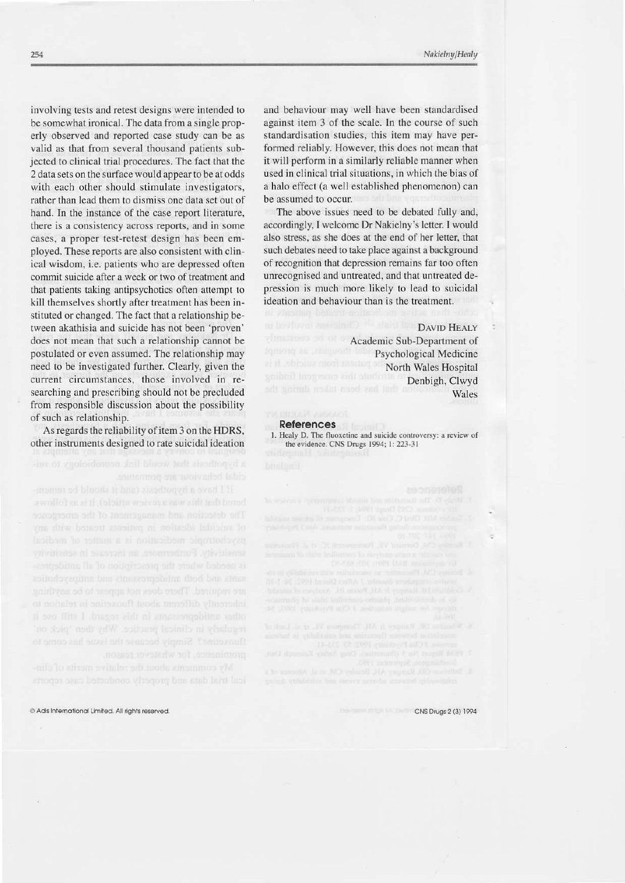involving tests and retest designs were intended to be somewhat ironical. The data from a single properly observed and reported case study can be as valid as that from several thousand patients subjected to clinical trial procedures. The fact that the 2 data sets on the surface would appear to be at odds with each other should stimulate investigators, rather than lead them to dismiss one data set out of hand. In the instance of the case report literature, there is a consistency across reports, and in some cases, a proper test-retest design has been employed. These reports are also consistent with clinical wisdom, i.e. patients who are depressed often commit suicide after a week or two of treatment and that patients taking antipsychotics often attempt to kill themselves shortly after treatment has been instituted or changed. The fact that a relationship between akathisia and suicide has not been 'proven' does not mean that such a relationship cannot be postulated or even assumed. The relationship may need to be investigated further. Clearly, given the current circumstances, those involved in researching and prescribing should not be precluded from responsible discussion about the possibility of such as relationship.

As regards the reliability of item 3 on the HDRS, other instruments designed to rate suicidal ideation and behaviour may well have been standardised against item 3 of the scale. In the course of such standardisation studies, this item may have performed reliably. However, this does not mean that it will perform in a similarly reliable manner when used in clinical trial situations, in which the bias of a halo effect (a well established phenomenon) can be assumed to occur.

The above issues need to be debated fully and, accordingly, I welcome Dr Nakielny's letter. I would also stress, as she does at the end of her letter, that such debates need to take place against a background of recognition that depression remains far too often unrecognised and untreated, and that untreated depression is much more likely to lead to suicidal ideation and behaviour than is the treatment.

DAVID HEALY
Academic Sub-Department of
Psychological Medicine
North Wales Hospital
Denbigh, Clwyd
Wales

## References

1. Healy D. The fluoxetine and suicide controversy: a review of the evidence. CNS Drugs 1994; 1: 223-31

© Adis International Limited. All rights reserved.